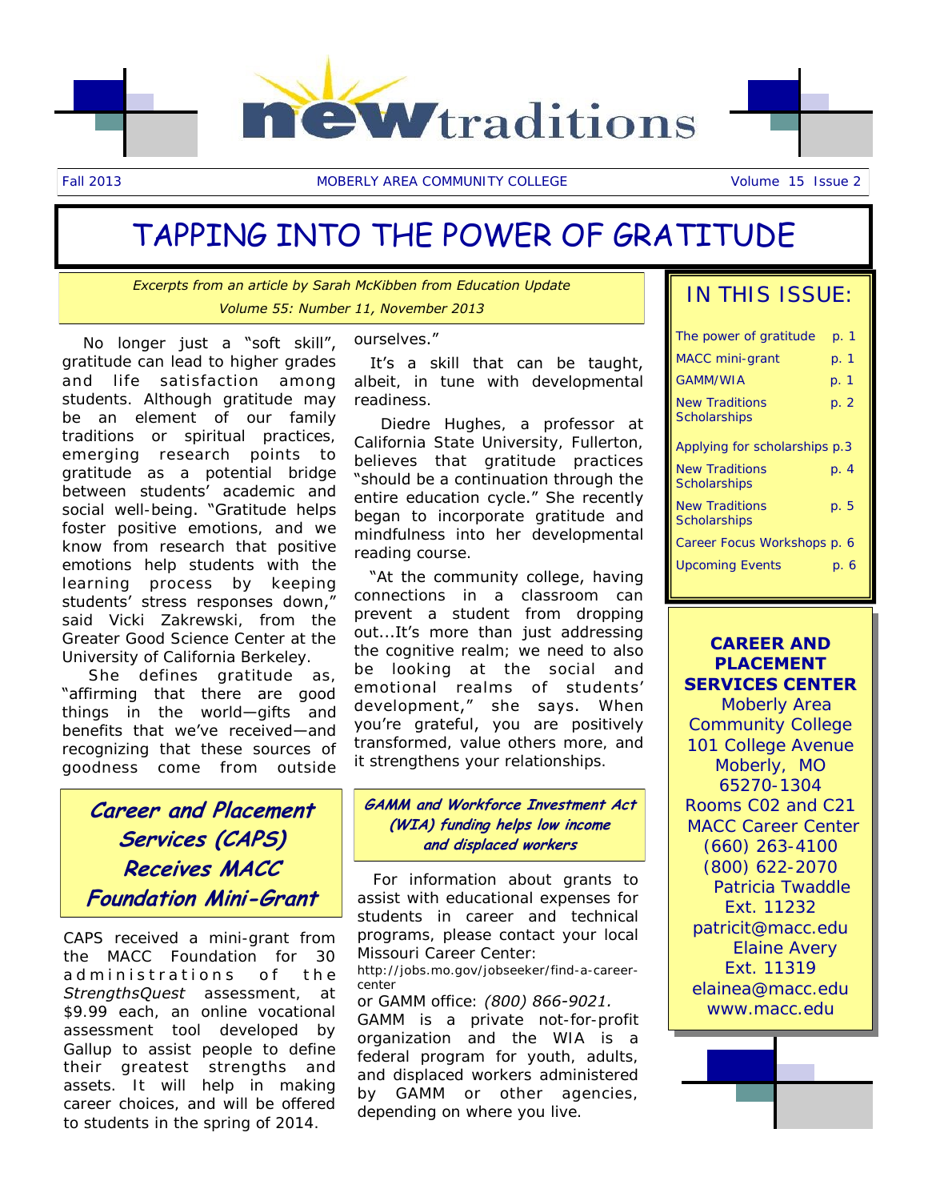# newtraditions

Fall 2013 | MOBERLY AREA COMMUNITY COLLEGE | Volume 15 Issue 2

# TAPPING INTO THE POWER OF GRATITUDE

*Excerpts from an article by Sarah McKibben from Education Update*
*Volume 55: Number 11, November 2013*

No longer just a "soft skill", gratitude can lead to higher grades and life satisfaction among students. Although gratitude may be an element of our family traditions or spiritual practices, emerging research points to gratitude as a potential bridge between students' academic and social well-being. "Gratitude helps foster positive emotions, and we know from research that positive emotions help students with the learning process by keeping students' stress responses down," said Vicki Zakrewski, from the Greater Good Science Center at the University of California Berkeley.

She defines gratitude as, "affirming that there are good things in the world—gifts and benefits that we've received—and recognizing that these sources of goodness come from outside ourselves."

It's a skill that can be taught, albeit, in tune with developmental readiness.

Diedre Hughes, a professor at California State University, Fullerton, believes that gratitude practices "should be a continuation through the entire education cycle." She recently began to incorporate gratitude and mindfulness into her developmental reading course.

"At the community college, having connections in a classroom can prevent a student from dropping out...It's more than just addressing the cognitive realm; we need to also be looking at the social and emotional realms of students' development," she says. When you're grateful, you are positively transformed, value others more, and it strengthens your relationships.

## Career and Placement Services (CAPS) Receives MACC Foundation Mini-Grant

CAPS received a mini-grant from the MACC Foundation for 30 administrations of the *StrengthsQuest* assessment, at $9.99 each, an online vocational assessment tool developed by Gallup to assist people to define their greatest strengths and assets. It will help in making career choices, and will be offered to students in the spring of 2014.

## GAMM and Workforce Investment Act (WIA) funding helps low income and displaced workers

For information about grants to assist with educational expenses for students in career and technical programs, please contact your local Missouri Career Center:
http://jobs.mo.gov/jobseeker/find-a-career-center
or GAMM office: *(800) 866-9021.*
GAMM is a private not-for-profit organization and the WIA is a federal program for youth, adults, and displaced workers administered by GAMM or other agencies, depending on where you live.

## IN THIS ISSUE:

| | |
|---|---|
| The power of gratitude | p. 1 |
| MACC mini-grant | p. 1 |
| GAMM/WIA | p. 1 |
| New Traditions Scholarships | p. 2 |
| Applying for scholarships | p.3 |
| New Traditions Scholarships | p. 4 |
| New Traditions Scholarships | p. 5 |
| Career Focus Workshops | p. 6 |
| Upcoming Events | p. 6 |

**CAREER AND PLACEMENT SERVICES CENTER**
Moberly Area Community College
101 College Avenue
Moberly, MO 65270-1304
Rooms C02 and C21
MACC Career Center
(660) 263-4100
(800) 622-2070
Patricia Twaddle
Ext. 11232
patricit@macc.edu
Elaine Avery
Ext. 11319
elainea@macc.edu
www.macc.edu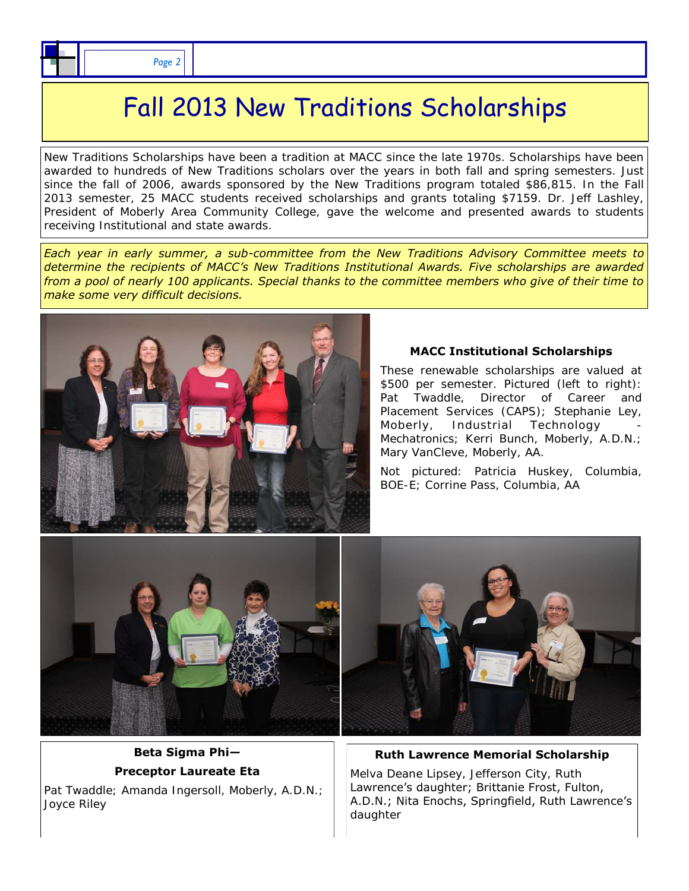# Fall 2013 New Traditions Scholarships

New Traditions Scholarships have been a tradition at MACC since the late 1970s. Scholarships have been awarded to hundreds of New Traditions scholars over the years in both fall and spring semesters. Just since the fall of 2006, awards sponsored by the New Traditions program totaled $86,815. In the Fall 2013 semester, 25 MACC students received scholarships and grants totaling $7159. Dr. Jeff Lashley, President of Moberly Area Community College, gave the welcome and presented awards to students receiving Institutional and state awards.

*Each year in early summer, a sub-committee from the New Traditions Advisory Committee meets to determine the recipients of MACC's New Traditions Institutional Awards. Five scholarships are awarded from a pool of nearly 100 applicants. Special thanks to the committee members who give of their time to make some very difficult decisions.*

### MACC Institutional Scholarships

These renewable scholarships are valued at $500 per semester. Pictured (left to right): Pat Twaddle, Director of Career and Placement Services (CAPS); Stephanie Ley, Moberly, Industrial Technology - Mechatronics; Kerri Bunch, Moberly, A.D.N.; Mary VanCleve, Moberly, AA.

Not pictured: Patricia Huskey, Columbia, BOE-E; Corrine Pass, Columbia, AA

### Beta Sigma Phi—Preceptor Laureate Eta

Pat Twaddle; Amanda Ingersoll, Moberly, A.D.N.; Joyce Riley

### Ruth Lawrence Memorial Scholarship

Melva Deane Lipsey, Jefferson City, Ruth Lawrence's daughter; Brittanie Frost, Fulton, A.D.N.; Nita Enochs, Springfield, Ruth Lawrence's daughter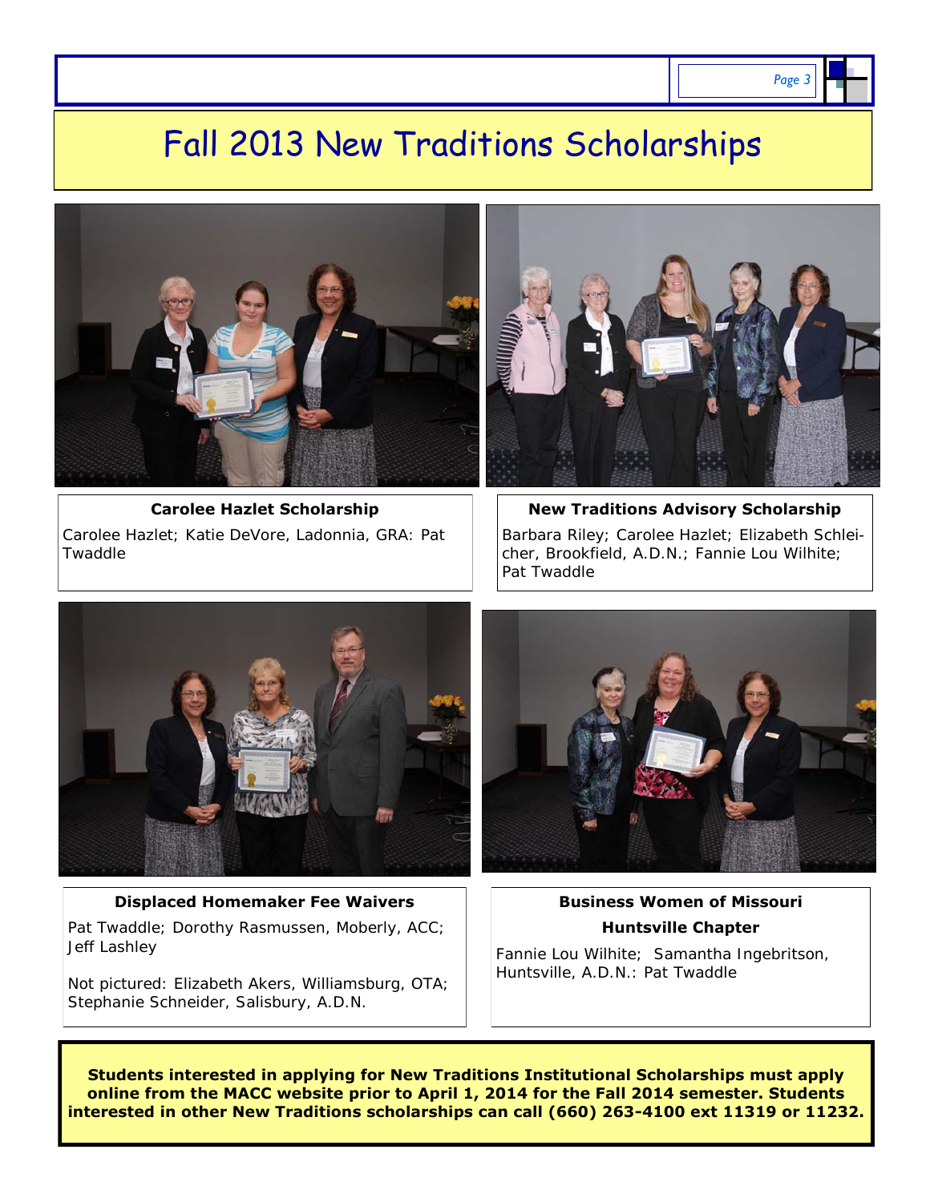# Fall 2013 New Traditions Scholarships

**Carolee Hazlet Scholarship**

Carolee Hazlet; Katie DeVore, Ladonnia, GRA: Pat Twaddle

**New Traditions Advisory Scholarship**

Barbara Riley; Carolee Hazlet; Elizabeth Schleicher, Brookfield, A.D.N.; Fannie Lou Wilhite; Pat Twaddle

**Displaced Homemaker Fee Waivers**

Pat Twaddle; Dorothy Rasmussen, Moberly, ACC; Jeff Lashley

Not pictured: Elizabeth Akers, Williamsburg, OTA; Stephanie Schneider, Salisbury, A.D.N.

**Business Women of Missouri**

**Huntsville Chapter**

Fannie Lou Wilhite; Samantha Ingebritson, Huntsville, A.D.N.: Pat Twaddle

**Students interested in applying for New Traditions Institutional Scholarships must apply online from the MACC website prior to April 1, 2014 for the Fall 2014 semester. Students interested in other New Traditions scholarships can call (660) 263-4100 ext 11319 or 11232.**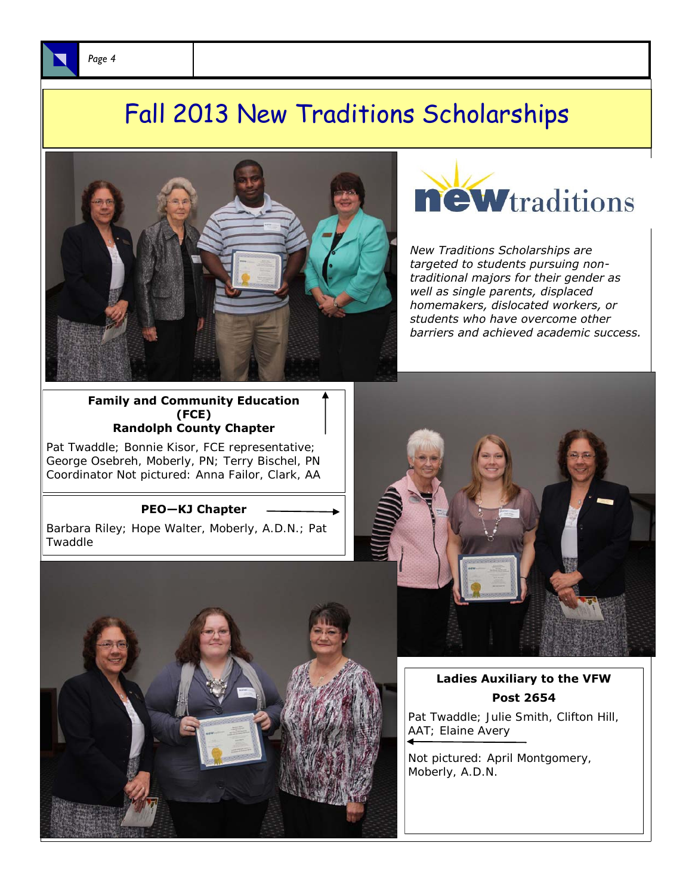# Fall 2013 New Traditions Scholarships

*New Traditions Scholarships are targeted to students pursuing non-traditional majors for their gender as well as single parents, displaced homemakers, dislocated workers, or students who have overcome other barriers and achieved academic success.*

**Family and Community Education (FCE) Randolph County Chapter**

Pat Twaddle; Bonnie Kisor, FCE representative; George Osebreh, Moberly, PN; Terry Bischel, PN Coordinator Not pictured: Anna Failor, Clark, AA

**PEO—KJ Chapter**

Barbara Riley; Hope Walter, Moberly, A.D.N.; Pat Twaddle

**Ladies Auxiliary to the VFW Post 2654**

Pat Twaddle; Julie Smith, Clifton Hill, AAT; Elaine Avery

Not pictured: April Montgomery, Moberly, A.D.N.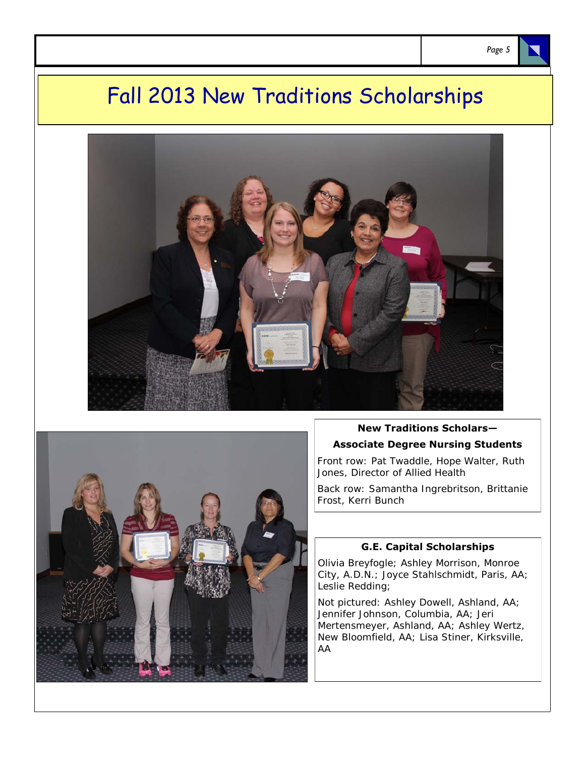# Fall 2013 New Traditions Scholarships

**New Traditions Scholars—**

**Associate Degree Nursing Students**

Front row: Pat Twaddle, Hope Walter, Ruth Jones, Director of Allied Health

Back row: Samantha Ingrebritson, Brittanie Frost, Kerri Bunch

**G.E. Capital Scholarships**

Olivia Breyfogle; Ashley Morrison, Monroe City, A.D.N.; Joyce Stahlschmidt, Paris, AA; Leslie Redding;

Not pictured: Ashley Dowell, Ashland, AA; Jennifer Johnson, Columbia, AA; Jeri Mertensmeyer, Ashland, AA; Ashley Wertz, New Bloomfield, AA; Lisa Stiner, Kirksville, AA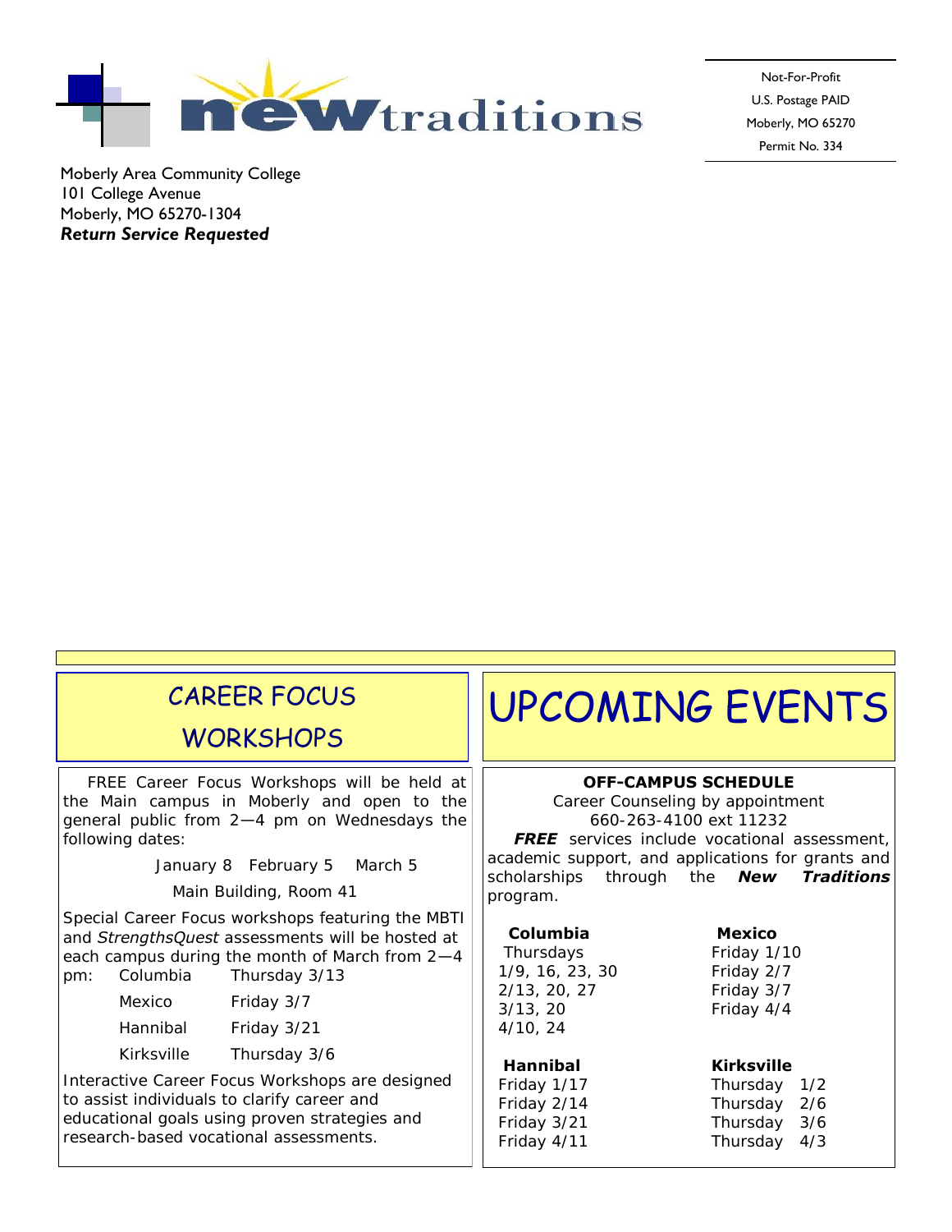# new traditions

Moberly Area Community College
101 College Avenue
Moberly, MO 65270-1304
***Return Service Requested***

Not-For-Profit
U.S. Postage PAID
Moberly, MO 65270
Permit No. 334

## CAREER FOCUS WORKSHOPS

FREE Career Focus Workshops will be held at the Main campus in Moberly and open to the general public from 2—4 pm on Wednesdays the following dates:

January 8   February 5   March 5

Main Building, Room 41

Special Career Focus workshops featuring the MBTI and *StrengthsQuest* assessments will be hosted at each campus during the month of March from 2—4 pm:

| | |
|---|---|
| Columbia | Thursday 3/13 |
| Mexico | Friday 3/7 |
| Hannibal | Friday 3/21 |
| Kirksville | Thursday 3/6 |

Interactive Career Focus Workshops are designed to assist individuals to clarify career and educational goals using proven strategies and research-based vocational assessments.

## UPCOMING EVENTS

**OFF-CAMPUS SCHEDULE**

Career Counseling by appointment
660-263-4100 ext 11232

***FREE*** services include vocational assessment, academic support, and applications for grants and scholarships through the ***New Traditions*** program.

**Columbia**
Thursdays
1/9, 16, 23, 30
2/13, 20, 27
3/13, 20
4/10, 24

**Mexico**
Friday 1/10
Friday 2/7
Friday 3/7
Friday 4/4

**Hannibal**
Friday 1/17
Friday 2/14
Friday 3/21
Friday 4/11

**Kirksville**
Thursday 1/2
Thursday 2/6
Thursday 3/6
Thursday 4/3